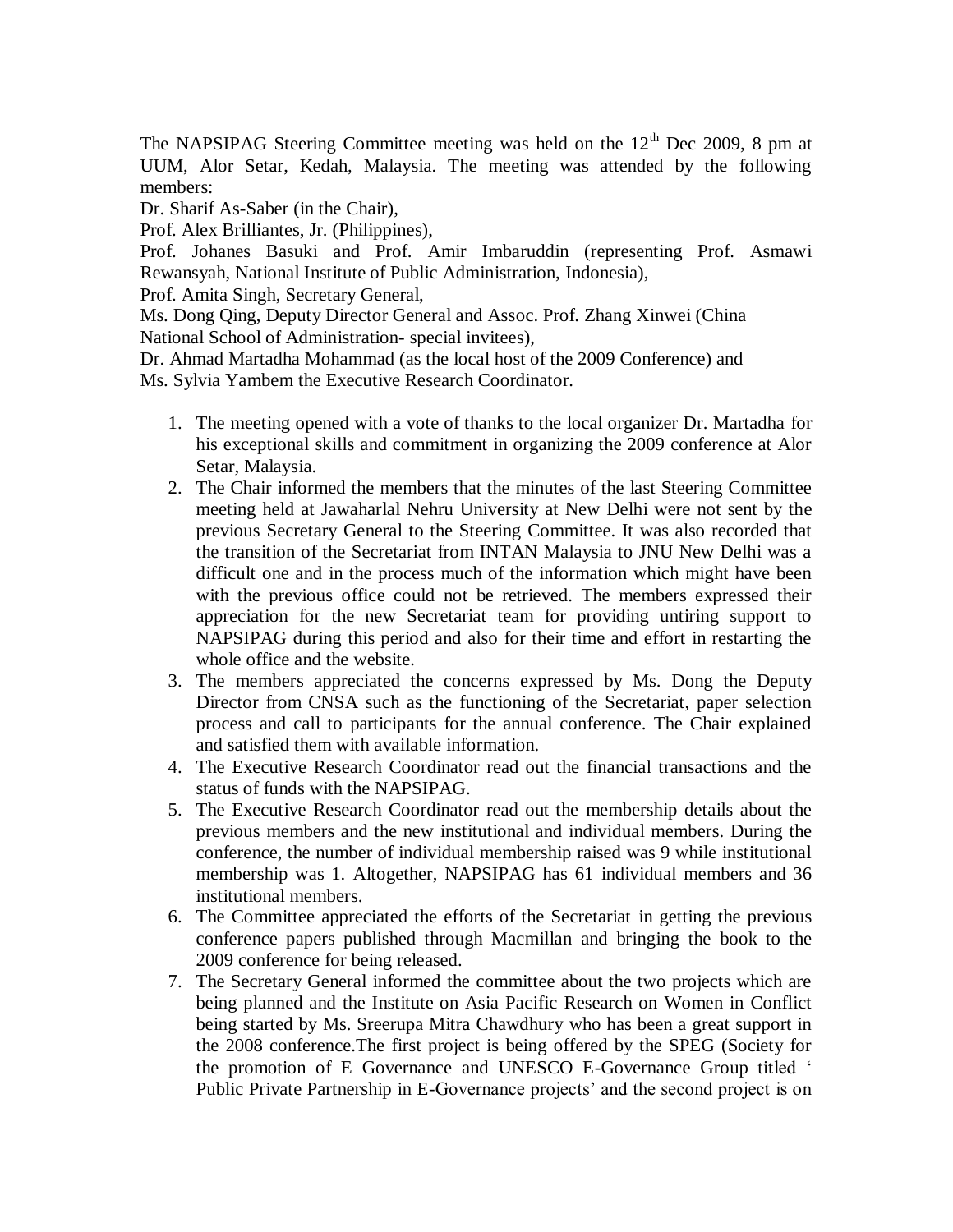The NAPSIPAG Steering Committee meeting was held on the 12th Dec 2009, 8 pm at UUM, Alor Setar, Kedah, Malaysia. The meeting was attended by the following members:

Dr. Sharif As-Saber (in the Chair),

Prof. Alex Brilliantes, Jr. (Philippines),

Prof. Johanes Basuki and Prof. Amir Imbaruddin (representing Prof. Asmawi Rewansyah, National Institute of Public Administration, Indonesia),

Prof. Amita Singh, Secretary General,

Ms. Dong Qing, Deputy Director General and Assoc. Prof. Zhang Xinwei (China National School of Administration- special invitees),

Dr. Ahmad Martadha Mohammad (as the local host of the 2009 Conference) and

Ms. Sylvia Yambem the Executive Research Coordinator.

1. The meeting opened with a vote of thanks to the local organizer Dr. Martadha for his exceptional skills and commitment in organizing the 2009 conference at Alor Setar, Malaysia.
2. The Chair informed the members that the minutes of the last Steering Committee meeting held at Jawaharlal Nehru University at New Delhi were not sent by the previous Secretary General to the Steering Committee. It was also recorded that the transition of the Secretariat from INTAN Malaysia to JNU New Delhi was a difficult one and in the process much of the information which might have been with the previous office could not be retrieved. The members expressed their appreciation for the new Secretariat team for providing untiring support to NAPSIPAG during this period and also for their time and effort in restarting the whole office and the website.
3. The members appreciated the concerns expressed by Ms. Dong the Deputy Director from CNSA such as the functioning of the Secretariat, paper selection process and call to participants for the annual conference. The Chair explained and satisfied them with available information.
4. The Executive Research Coordinator read out the financial transactions and the status of funds with the NAPSIPAG.
5. The Executive Research Coordinator read out the membership details about the previous members and the new institutional and individual members. During the conference, the number of individual membership raised was 9 while institutional membership was 1. Altogether, NAPSIPAG has 61 individual members and 36 institutional members.
6. The Committee appreciated the efforts of the Secretariat in getting the previous conference papers published through Macmillan and bringing the book to the 2009 conference for being released.
7. The Secretary General informed the committee about the two projects which are being planned and the Institute on Asia Pacific Research on Women in Conflict being started by Ms. Sreerupa Mitra Chawdhury who has been a great support in the 2008 conference.The first project is being offered by the SPEG (Society for the promotion of E Governance and UNESCO E-Governance Group titled ' Public Private Partnership in E-Governance projects' and the second project is on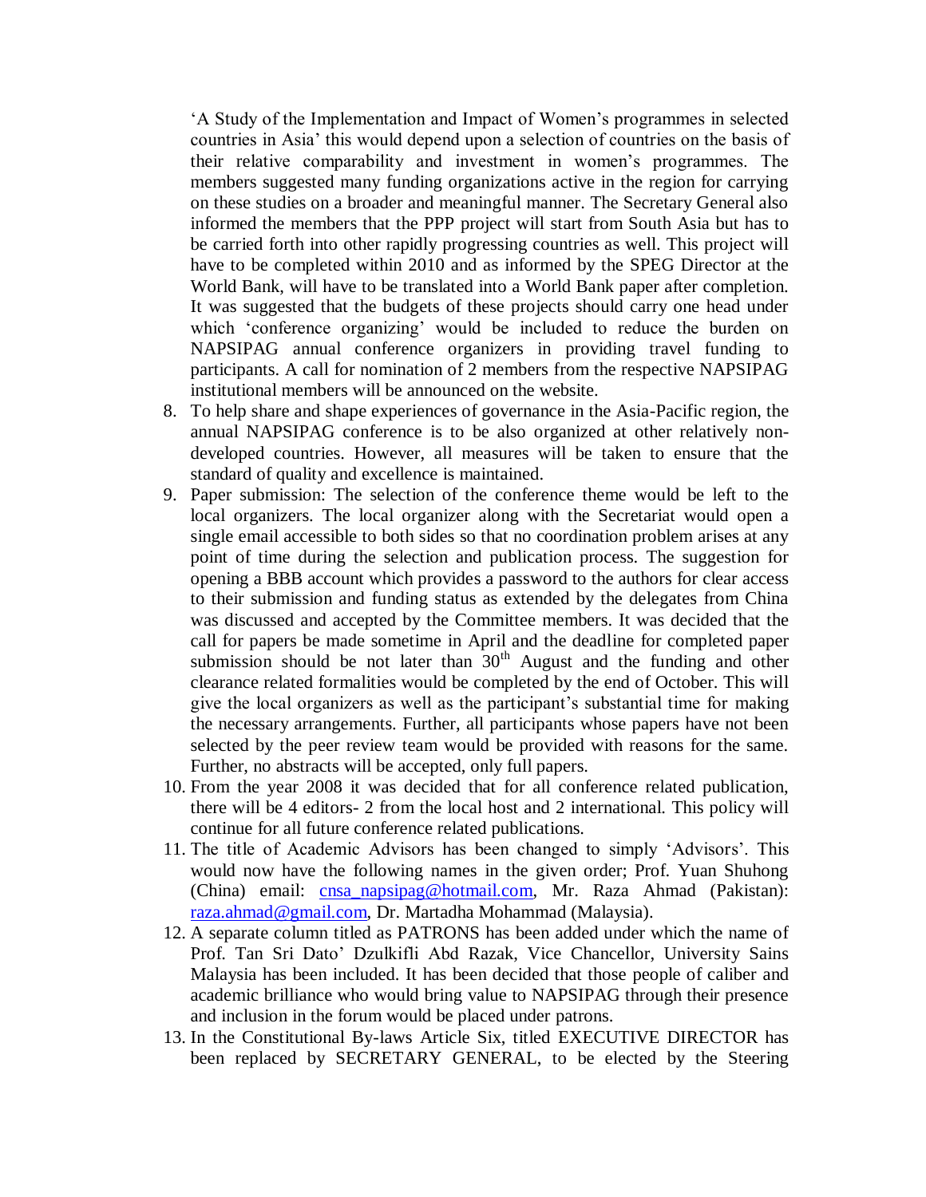'A Study of the Implementation and Impact of Women's programmes in selected countries in Asia' this would depend upon a selection of countries on the basis of their relative comparability and investment in women's programmes. The members suggested many funding organizations active in the region for carrying on these studies on a broader and meaningful manner. The Secretary General also informed the members that the PPP project will start from South Asia but has to be carried forth into other rapidly progressing countries as well. This project will have to be completed within 2010 and as informed by the SPEG Director at the World Bank, will have to be translated into a World Bank paper after completion. It was suggested that the budgets of these projects should carry one head under which 'conference organizing' would be included to reduce the burden on NAPSIPAG annual conference organizers in providing travel funding to participants. A call for nomination of 2 members from the respective NAPSIPAG institutional members will be announced on the website.

8. To help share and shape experiences of governance in the Asia-Pacific region, the annual NAPSIPAG conference is to be also organized at other relatively non-developed countries. However, all measures will be taken to ensure that the standard of quality and excellence is maintained.
9. Paper submission: The selection of the conference theme would be left to the local organizers. The local organizer along with the Secretariat would open a single email accessible to both sides so that no coordination problem arises at any point of time during the selection and publication process. The suggestion for opening a BBB account which provides a password to the authors for clear access to their submission and funding status as extended by the delegates from China was discussed and accepted by the Committee members. It was decided that the call for papers be made sometime in April and the deadline for completed paper submission should be not later than 30th August and the funding and other clearance related formalities would be completed by the end of October. This will give the local organizers as well as the participant's substantial time for making the necessary arrangements. Further, all participants whose papers have not been selected by the peer review team would be provided with reasons for the same. Further, no abstracts will be accepted, only full papers.
10. From the year 2008 it was decided that for all conference related publication, there will be 4 editors- 2 from the local host and 2 international. This policy will continue for all future conference related publications.
11. The title of Academic Advisors has been changed to simply 'Advisors'. This would now have the following names in the given order; Prof. Yuan Shuhong (China) email: cnsa_napsipag@hotmail.com, Mr. Raza Ahmad (Pakistan): raza.ahmad@gmail.com, Dr. Martadha Mohammad (Malaysia).
12. A separate column titled as PATRONS has been added under which the name of Prof. Tan Sri Dato' Dzulkifli Abd Razak, Vice Chancellor, University Sains Malaysia has been included. It has been decided that those people of caliber and academic brilliance who would bring value to NAPSIPAG through their presence and inclusion in the forum would be placed under patrons.
13. In the Constitutional By-laws Article Six, titled EXECUTIVE DIRECTOR has been replaced by SECRETARY GENERAL, to be elected by the Steering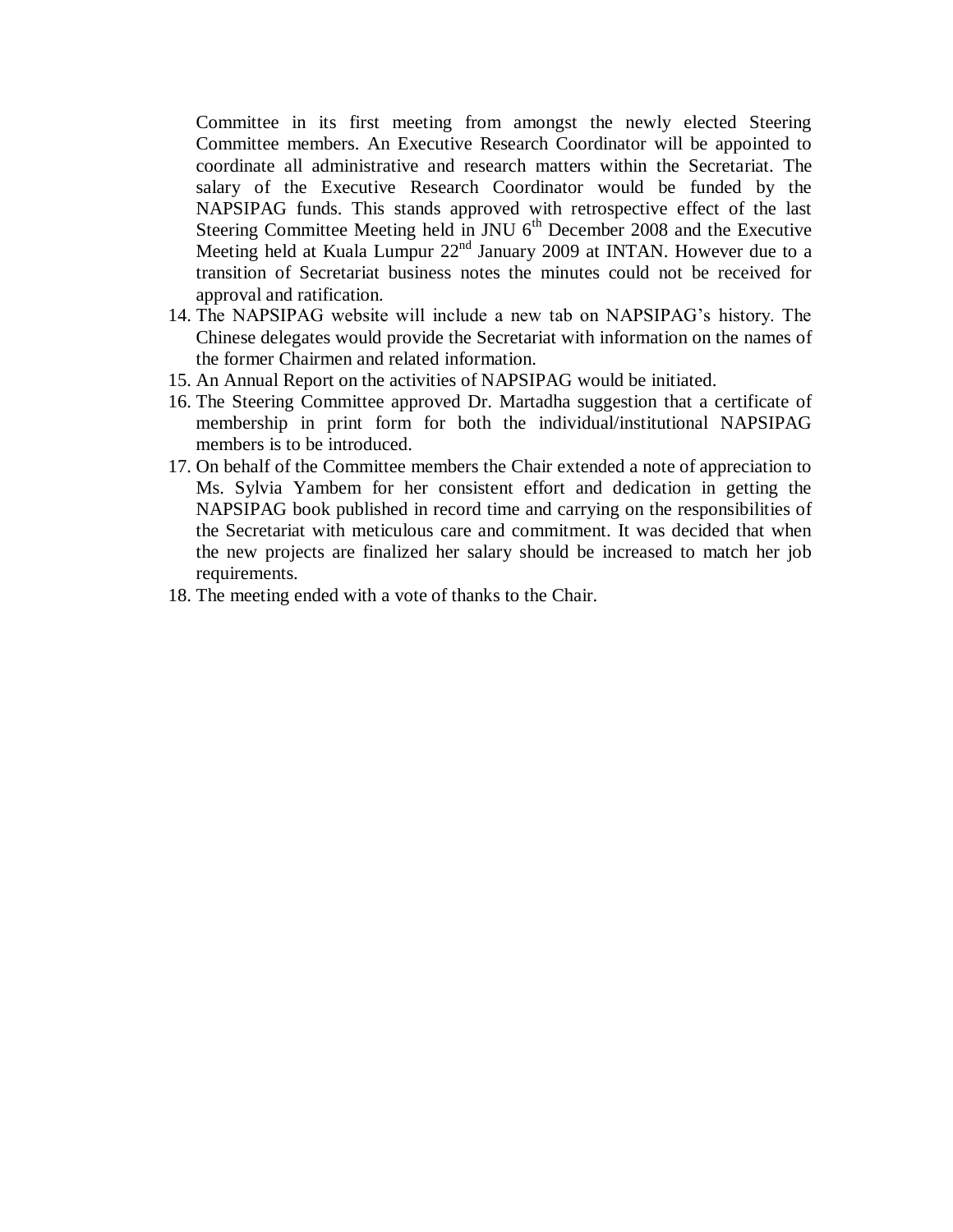Committee in its first meeting from amongst the newly elected Steering Committee members. An Executive Research Coordinator will be appointed to coordinate all administrative and research matters within the Secretariat. The salary of the Executive Research Coordinator would be funded by the NAPSIPAG funds. This stands approved with retrospective effect of the last Steering Committee Meeting held in JNU 6th December 2008 and the Executive Meeting held at Kuala Lumpur 22nd January 2009 at INTAN. However due to a transition of Secretariat business notes the minutes could not be received for approval and ratification.

14. The NAPSIPAG website will include a new tab on NAPSIPAG's history. The Chinese delegates would provide the Secretariat with information on the names of the former Chairmen and related information.
15. An Annual Report on the activities of NAPSIPAG would be initiated.
16. The Steering Committee approved Dr. Martadha suggestion that a certificate of membership in print form for both the individual/institutional NAPSIPAG members is to be introduced.
17. On behalf of the Committee members the Chair extended a note of appreciation to Ms. Sylvia Yambem for her consistent effort and dedication in getting the NAPSIPAG book published in record time and carrying on the responsibilities of the Secretariat with meticulous care and commitment. It was decided that when the new projects are finalized her salary should be increased to match her job requirements.
18. The meeting ended with a vote of thanks to the Chair.